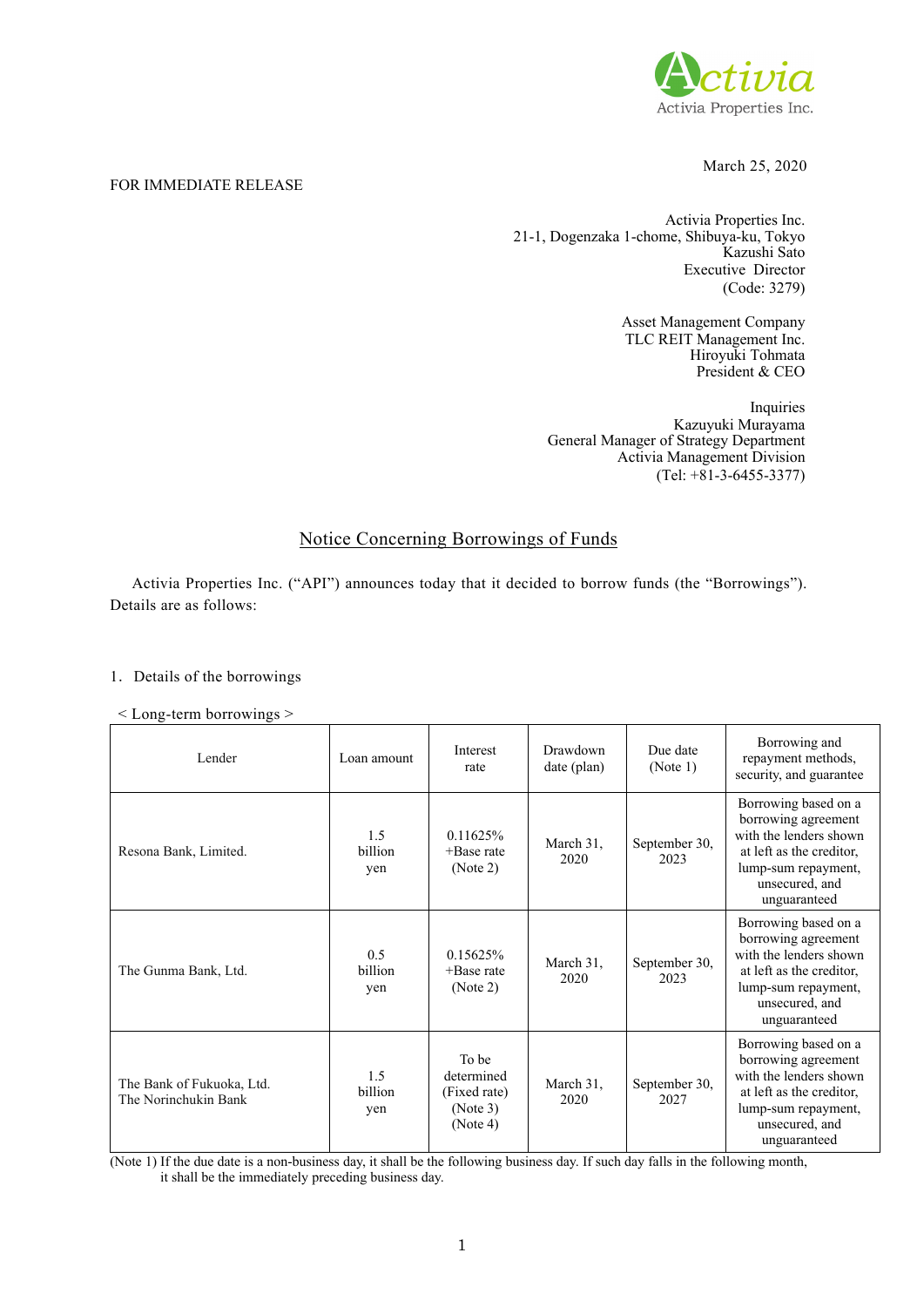March 25, 2020

FOR IMMEDIATE RELEASE

Activia Properties Inc.
21-1, Dogenzaka 1-chome, Shibuya-ku, Tokyo
Kazushi Sato
Executive Director
(Code: 3279)

Asset Management Company
TLC REIT Management Inc.
Hiroyuki Tohmata
President & CEO

Inquiries
Kazuyuki Murayama
General Manager of Strategy Department
Activia Management Division
(Tel: +81-3-6455-3377)

## Notice Concerning Borrowings of Funds

Activia Properties Inc. ("API") announces today that it decided to borrow funds (the "Borrowings"). Details are as follows:

1. Details of the borrowings

< Long-term borrowings >

| Lender | Loan amount | Interest rate | Drawdown date (plan) | Due date (Note 1) | Borrowing and repayment methods, security, and guarantee |
|---|---|---|---|---|---|
| Resona Bank, Limited. | 1.5 billion yen | 0.11625% +Base rate (Note 2) | March 31, 2020 | September 30, 2023 | Borrowing based on a borrowing agreement with the lenders shown at left as the creditor, lump-sum repayment, unsecured, and unguaranteed |
| The Gunma Bank, Ltd. | 0.5 billion yen | 0.15625% +Base rate (Note 2) | March 31, 2020 | September 30, 2023 | Borrowing based on a borrowing agreement with the lenders shown at left as the creditor, lump-sum repayment, unsecured, and unguaranteed |
| The Bank of Fukuoka, Ltd.<br>The Norinchukin Bank | 1.5 billion yen | To be determined (Fixed rate) (Note 3) (Note 4) | March 31, 2020 | September 30, 2027 | Borrowing based on a borrowing agreement with the lenders shown at left as the creditor, lump-sum repayment, unsecured, and unguaranteed |

(Note 1) If the due date is a non-business day, it shall be the following business day. If such day falls in the following month, it shall be the immediately preceding business day.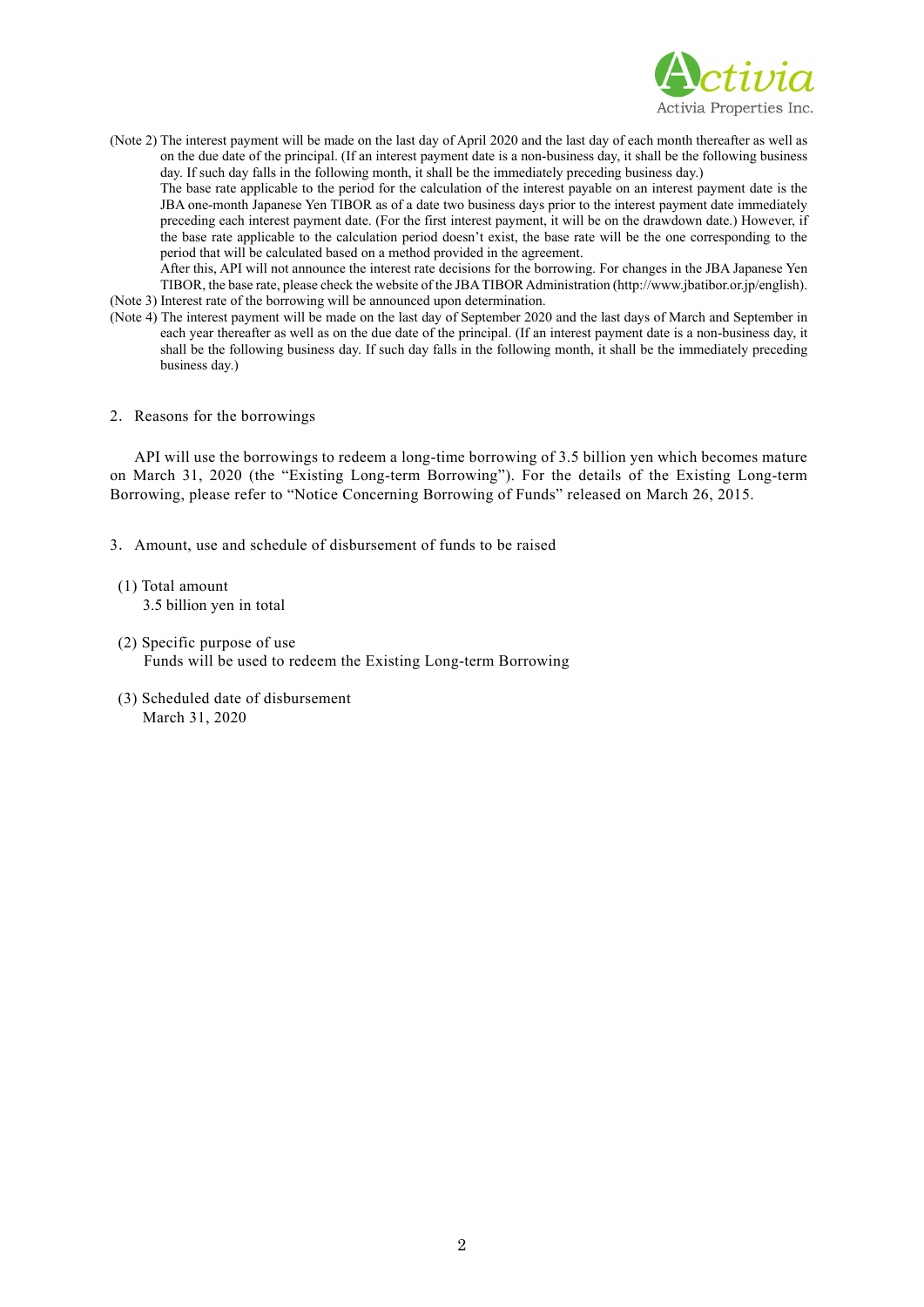(Note 2) The interest payment will be made on the last day of April 2020 and the last day of each month thereafter as well as on the due date of the principal. (If an interest payment date is a non-business day, it shall be the following business day. If such day falls in the following month, it shall be the immediately preceding business day.)

The base rate applicable to the period for the calculation of the interest payable on an interest payment date is the JBA one-month Japanese Yen TIBOR as of a date two business days prior to the interest payment date immediately preceding each interest payment date. (For the first interest payment, it will be on the drawdown date.) However, if the base rate applicable to the calculation period doesn't exist, the base rate will be the one corresponding to the period that will be calculated based on a method provided in the agreement.

After this, API will not announce the interest rate decisions for the borrowing. For changes in the JBA Japanese Yen TIBOR, the base rate, please check the website of the JBA TIBOR Administration (http://www.jbatibor.or.jp/english).

(Note 3) Interest rate of the borrowing will be announced upon determination.

(Note 4) The interest payment will be made on the last day of September 2020 and the last days of March and September in each year thereafter as well as on the due date of the principal. (If an interest payment date is a non-business day, it shall be the following business day. If such day falls in the following month, it shall be the immediately preceding business day.)

2. Reasons for the borrowings

API will use the borrowings to redeem a long-time borrowing of 3.5 billion yen which becomes mature on March 31, 2020 (the "Existing Long-term Borrowing"). For the details of the Existing Long-term Borrowing, please refer to "Notice Concerning Borrowing of Funds" released on March 26, 2015.

3. Amount, use and schedule of disbursement of funds to be raised

(1) Total amount
3.5 billion yen in total

(2) Specific purpose of use
Funds will be used to redeem the Existing Long-term Borrowing

(3) Scheduled date of disbursement
March 31, 2020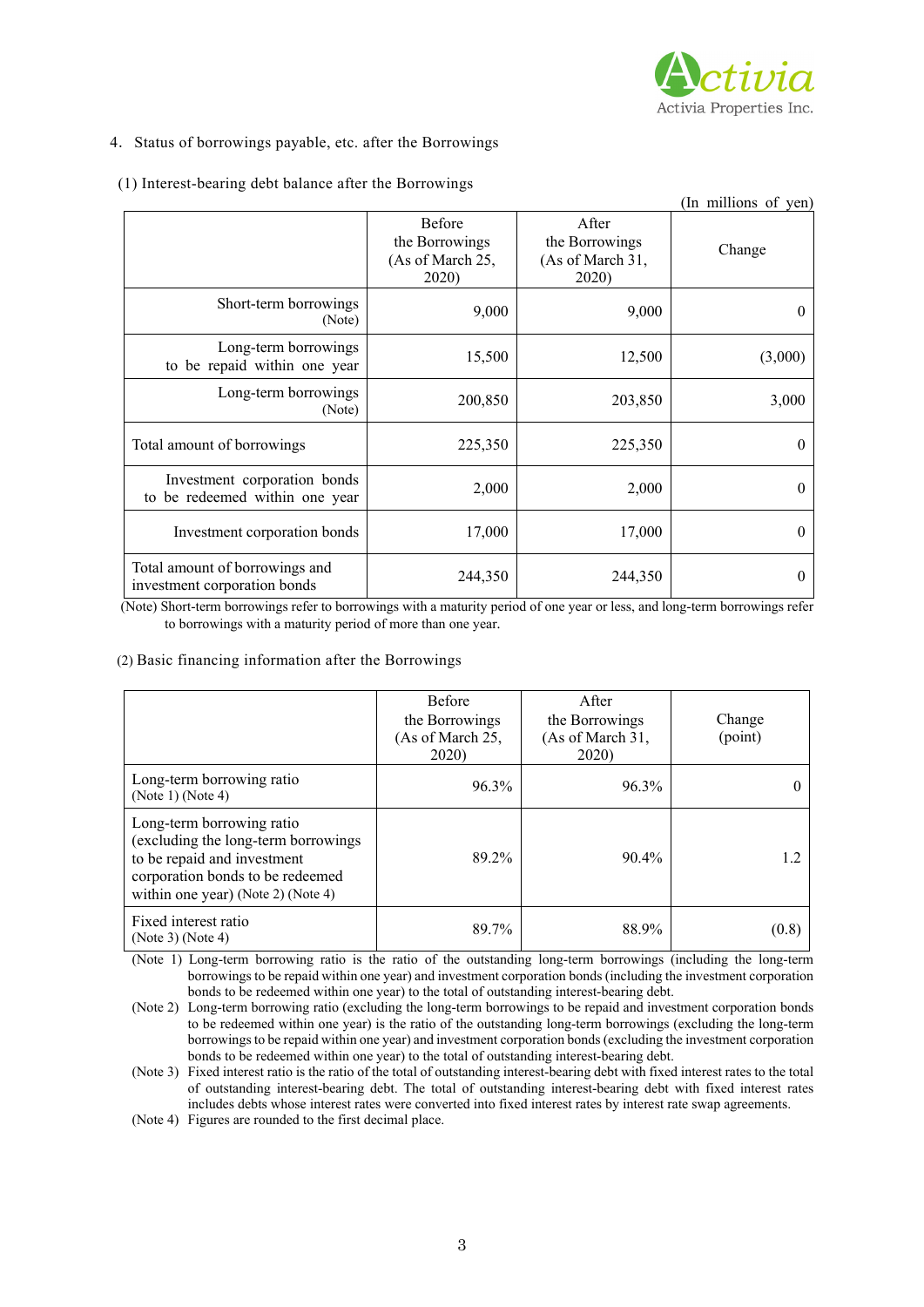4. Status of borrowings payable, etc. after the Borrowings

(1) Interest-bearing debt balance after the Borrowings

(In millions of yen)

| | Before the Borrowings (As of March 25, 2020) | After the Borrowings (As of March 31, 2020) | Change |
|---|---|---|---|
| Short-term borrowings (Note) | 9,000 | 9,000 | 0 |
| Long-term borrowings to be repaid within one year | 15,500 | 12,500 | (3,000) |
| Long-term borrowings (Note) | 200,850 | 203,850 | 3,000 |
| Total amount of borrowings | 225,350 | 225,350 | 0 |
| Investment corporation bonds to be redeemed within one year | 2,000 | 2,000 | 0 |
| Investment corporation bonds | 17,000 | 17,000 | 0 |
| Total amount of borrowings and investment corporation bonds | 244,350 | 244,350 | 0 |

(Note) Short-term borrowings refer to borrowings with a maturity period of one year or less, and long-term borrowings refer to borrowings with a maturity period of more than one year.

(2) Basic financing information after the Borrowings

| | Before the Borrowings (As of March 25, 2020) | After the Borrowings (As of March 31, 2020) | Change (point) |
|---|---|---|---|
| Long-term borrowing ratio (Note 1) (Note 4) | 96.3% | 96.3% | 0 |
| Long-term borrowing ratio (excluding the long-term borrowings to be repaid and investment corporation bonds to be redeemed within one year) (Note 2) (Note 4) | 89.2% | 90.4% | 1.2 |
| Fixed interest ratio (Note 3) (Note 4) | 89.7% | 88.9% | (0.8) |

(Note 1) Long-term borrowing ratio is the ratio of the outstanding long-term borrowings (including the long-term borrowings to be repaid within one year) and investment corporation bonds (including the investment corporation bonds to be redeemed within one year) to the total of outstanding interest-bearing debt.

(Note 2) Long-term borrowing ratio (excluding the long-term borrowings to be repaid and investment corporation bonds to be redeemed within one year) is the ratio of the outstanding long-term borrowings (excluding the long-term borrowings to be repaid within one year) and investment corporation bonds (excluding the investment corporation bonds to be redeemed within one year) to the total of outstanding interest-bearing debt.

(Note 3) Fixed interest ratio is the ratio of the total of outstanding interest-bearing debt with fixed interest rates to the total of outstanding interest-bearing debt. The total of outstanding interest-bearing debt with fixed interest rates includes debts whose interest rates were converted into fixed interest rates by interest rate swap agreements.

(Note 4) Figures are rounded to the first decimal place.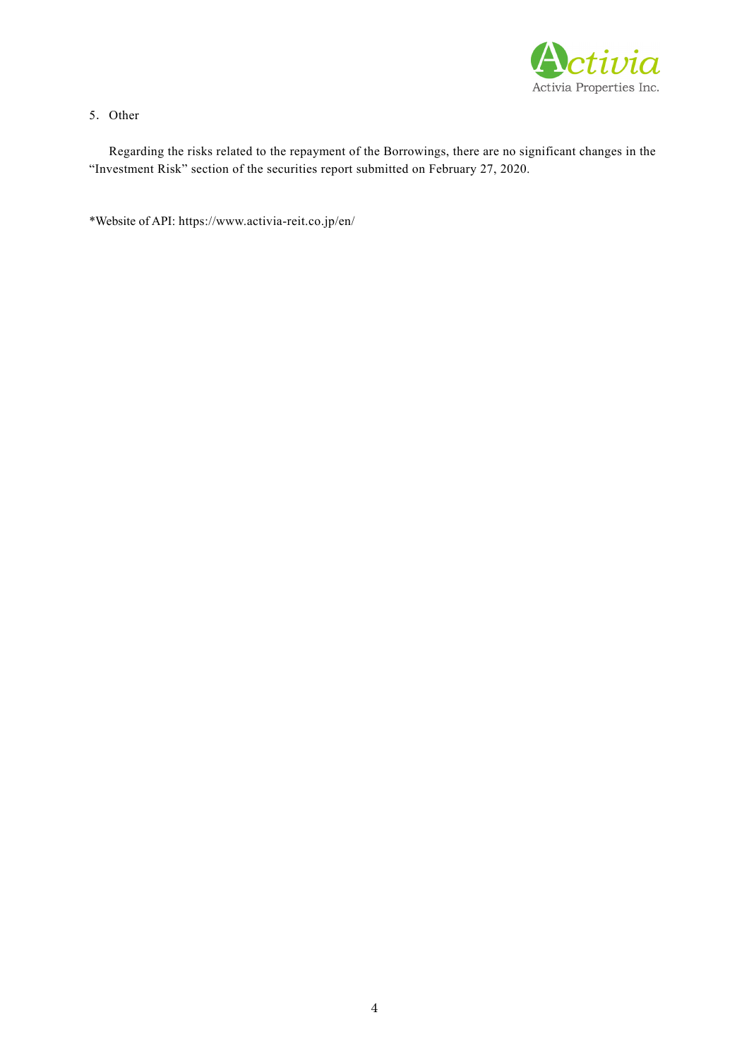5. Other

Regarding the risks related to the repayment of the Borrowings, there are no significant changes in the "Investment Risk" section of the securities report submitted on February 27, 2020.

*Website of API: https://www.activia-reit.co.jp/en/